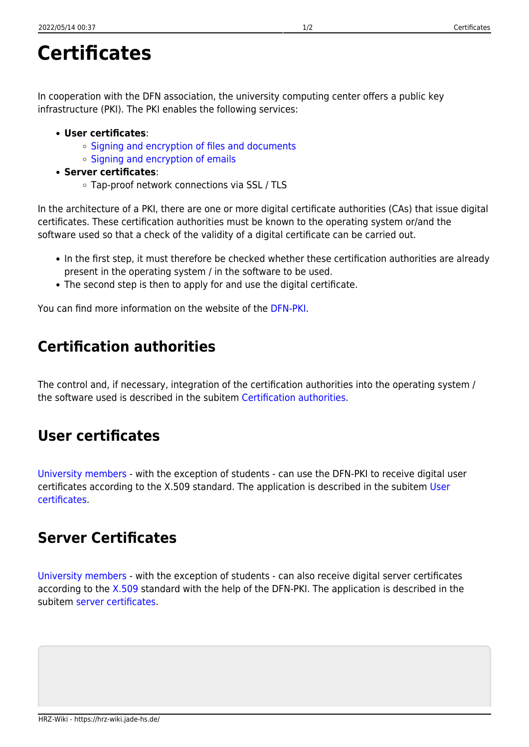# Certificates

In cooperation with the DFN association, the university computing center offers a public key infrastructure (PKI). The PKI enables the following services:

- **User certificates**:
  - Signing and encryption of files and documents
  - Signing and encryption of emails
- **Server certificates**:
  - Tap-proof network connections via SSL / TLS

In the architecture of a PKI, there are one or more digital certificate authorities (CAs) that issue digital certificates. These certification authorities must be known to the operating system or/and the software used so that a check of the validity of a digital certificate can be carried out.

- In the first step, it must therefore be checked whether these certification authorities are already present in the operating system / in the software to be used.
- The second step is then to apply for and use the digital certificate.

You can find more information on the website of the DFN-PKI.

## Certification authorities

The control and, if necessary, integration of the certification authorities into the operating system / the software used is described in the subitem Certification authorities.

## User certificates

University members - with the exception of students - can use the DFN-PKI to receive digital user certificates according to the X.509 standard. The application is described in the subitem User certificates.

## Server Certificates

University members - with the exception of students - can also receive digital server certificates according to the X.509 standard with the help of the DFN-PKI. The application is described in the subitem server certificates.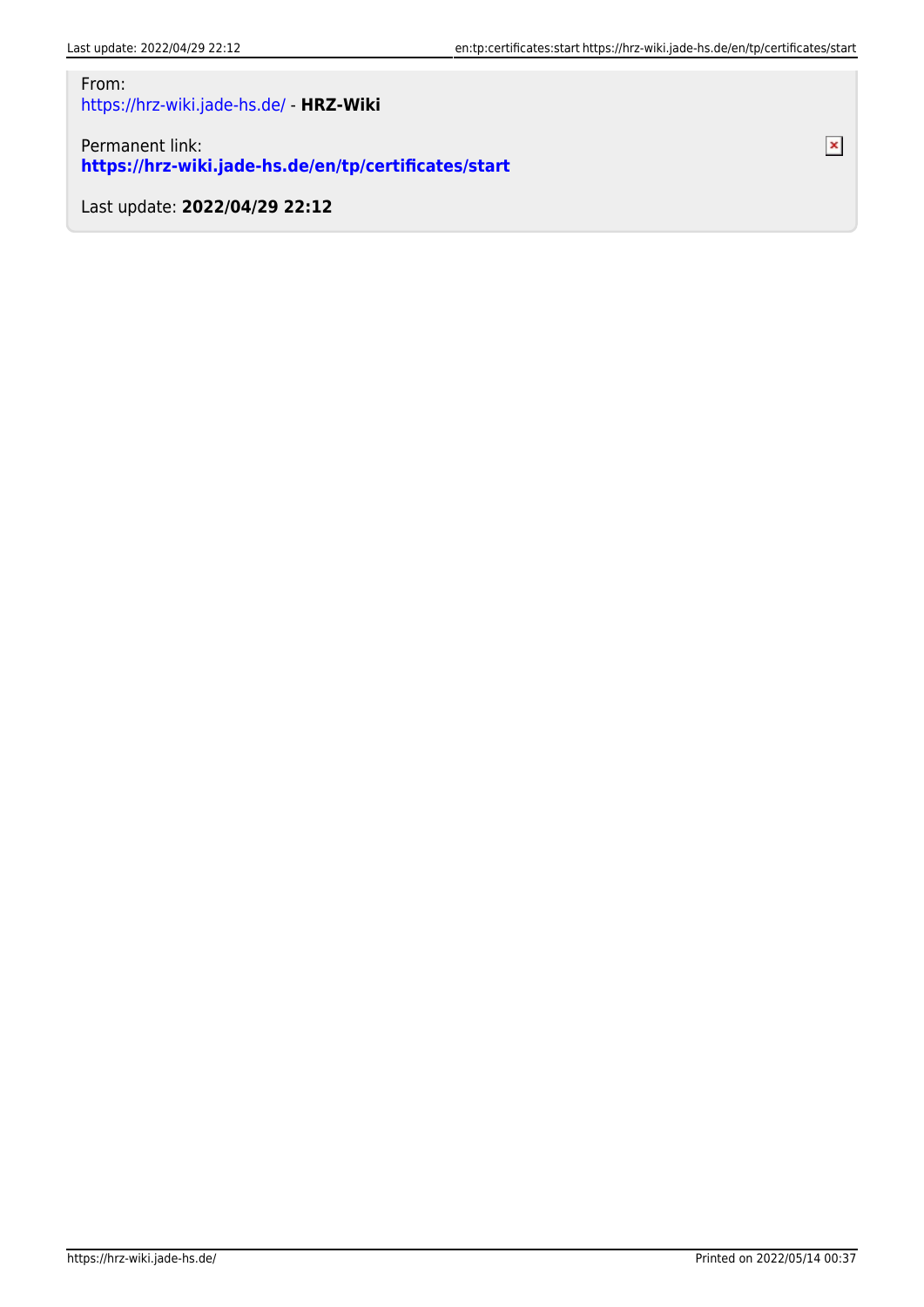From:
https://hrz-wiki.jade-hs.de/ - **HRZ-Wiki**

Permanent link:
**https://hrz-wiki.jade-hs.de/en/tp/certificates/start**

Last update: **2022/04/29 22:12**